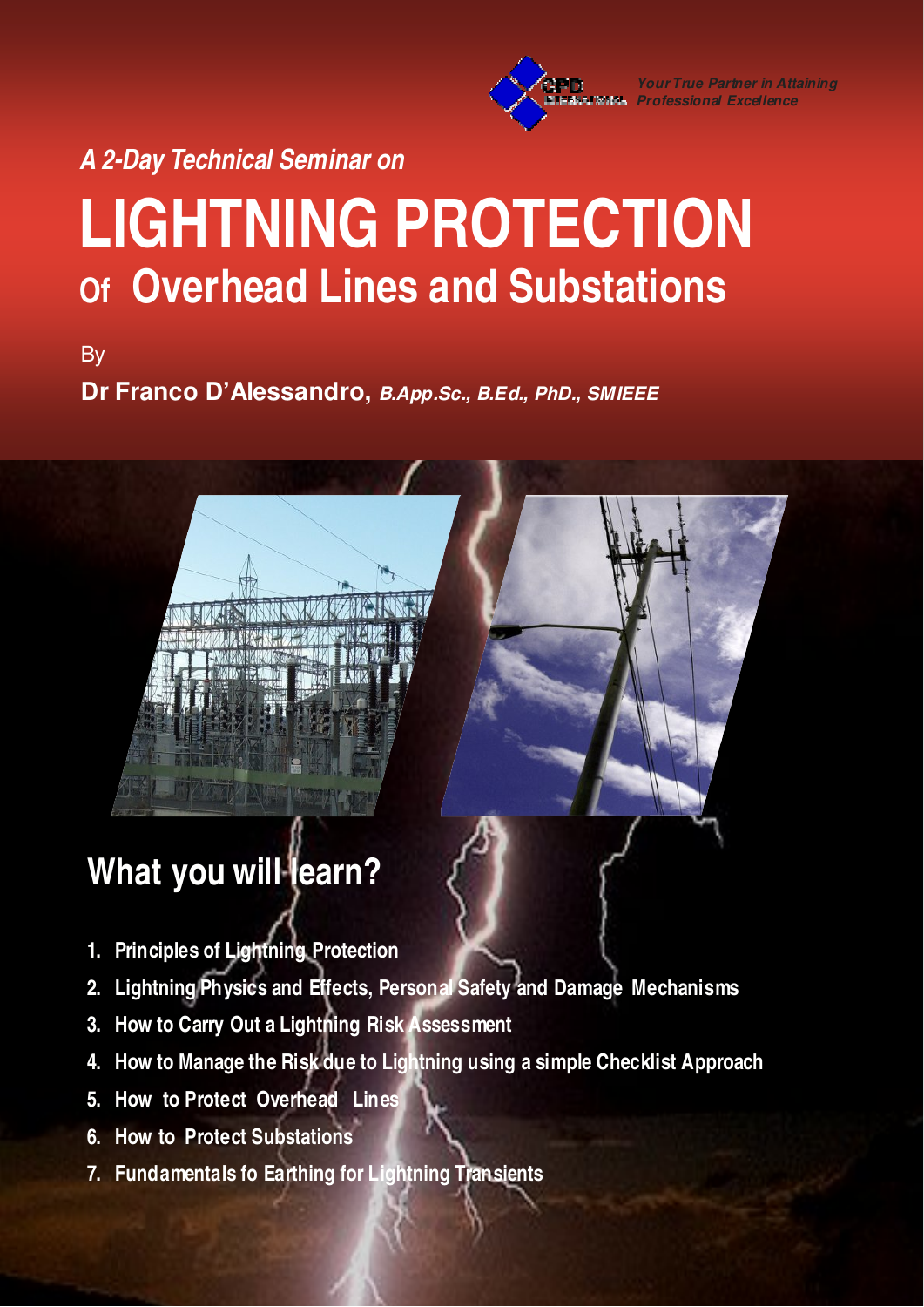*Your True Partner in Attaining Professional Excellence*

*A 2-Day Technical Seminar on*

# LIGHTNING PROTECTION Of Overhead Lines and Substations

By

**Dr Franco D'Alessandro,** ***B.App.Sc., B.Ed., PhD., SMIEEE***

## What you will learn?

1. **Principles of Lightning Protection**
2. **Lightning Physics and Effects, Personal Safety and Damage Mechanisms**
3. **How to Carry Out a Lightning Risk Assessment**
4. **How to Manage the Risk due to Lightning using a simple Checklist Approach**
5. **How to Protect Overhead Lines**
6. **How to Protect Substations**
7. **Fundamentals fo Earthing for Lightning Transients**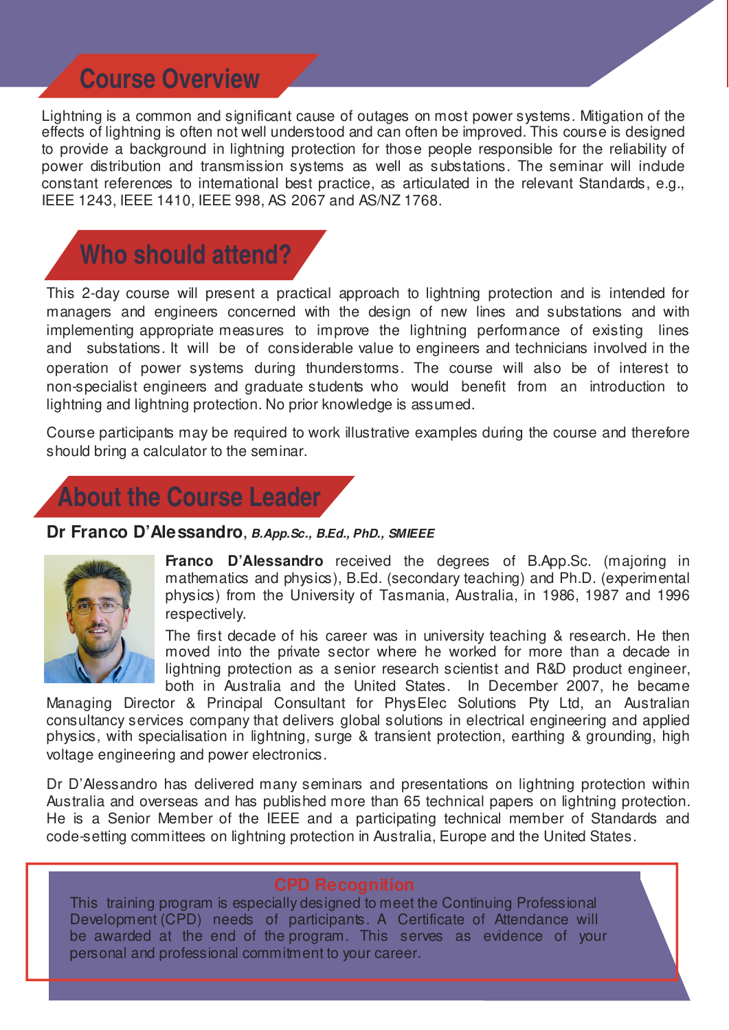## Course Overview

Lightning is a common and significant cause of outages on most power systems. Mitigation of the effects of lightning is often not well understood and can often be improved. This course is designed to provide a background in lightning protection for those people responsible for the reliability of power distribution and transmission systems as well as substations. The seminar will include constant references to international best practice, as articulated in the relevant Standards, e.g., IEEE 1243, IEEE 1410, IEEE 998, AS 2067 and AS/NZ 1768.

## Who should attend?

This 2-day course will present a practical approach to lightning protection and is intended for managers and engineers concerned with the design of new lines and substations and with implementing appropriate measures to improve the lightning performance of existing lines and substations. It will be of considerable value to engineers and technicians involved in the operation of power systems during thunderstorms. The course will also be of interest to non-specialist engineers and graduate students who would benefit from an introduction to lightning and lightning protection. No prior knowledge is assumed.

Course participants may be required to work illustrative examples during the course and therefore should bring a calculator to the seminar.

## About the Course Leader

**Dr Franco D'Alessandro**, ***B.App.Sc., B.Ed., PhD., SMIEEE***

**Franco D'Alessandro** received the degrees of B.App.Sc. (majoring in mathematics and physics), B.Ed. (secondary teaching) and Ph.D. (experimental physics) from the University of Tasmania, Australia, in 1986, 1987 and 1996 respectively.

The first decade of his career was in university teaching & research. He then moved into the private sector where he worked for more than a decade in lightning protection as a senior research scientist and R&D product engineer, both in Australia and the United States. In December 2007, he became Managing Director & Principal Consultant for PhysElec Solutions Pty Ltd, an Australian consultancy services company that delivers global solutions in electrical engineering and applied physics, with specialisation in lightning, surge & transient protection, earthing & grounding, high voltage engineering and power electronics.

Dr D'Alessandro has delivered many seminars and presentations on lightning protection within Australia and overseas and has published more than 65 technical papers on lightning protection. He is a Senior Member of the IEEE and a participating technical member of Standards and code-setting committees on lightning protection in Australia, Europe and the United States.

### CPD Recognition

This training program is especially designed to meet the Continuing Professional Development (CPD) needs of participants. A Certificate of Attendance will be awarded at the end of the program. This serves as evidence of your personal and professional commitment to your career.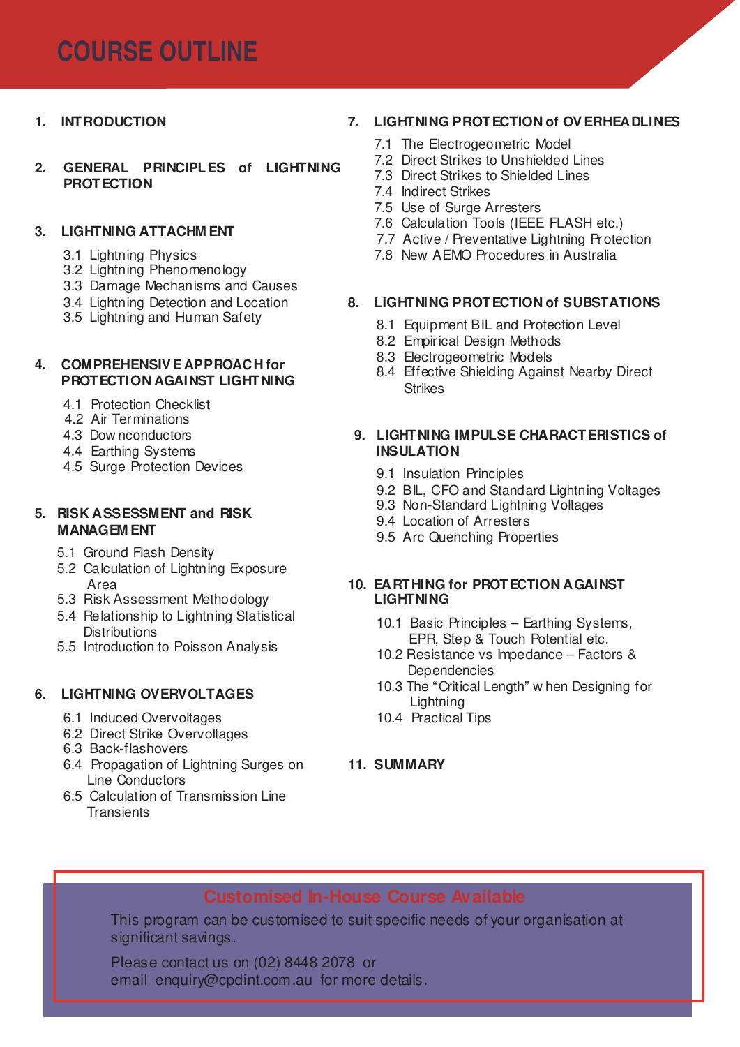# COURSE OUTLINE

## 1. INTRODUCTION

## 2. GENERAL PRINCIPLES of LIGHTNING PROTECTION

## 3. LIGHTNING ATTACHMENT

- 3.1 Lightning Physics
- 3.2 Lightning Phenomenology
- 3.3 Damage Mechanisms and Causes
- 3.4 Lightning Detection and Location
- 3.5 Lightning and Human Safety

## 4. COMPREHENSIVE APPROACH for PROTECTION AGAINST LIGHTNING

- 4.1 Protection Checklist
- 4.2 Air Terminations
- 4.3 Downconductors
- 4.4 Earthing Systems
- 4.5 Surge Protection Devices

## 5. RISK ASSESSMENT and RISK MANAGEMENT

- 5.1 Ground Flash Density
- 5.2 Calculation of Lightning Exposure Area
- 5.3 Risk Assessment Methodology
- 5.4 Relationship to Lightning Statistical Distributions
- 5.5 Introduction to Poisson Analysis

## 6. LIGHTNING OVERVOLTAGES

- 6.1 Induced Overvoltages
- 6.2 Direct Strike Overvoltages
- 6.3 Back-flashovers
- 6.4 Propagation of Lightning Surges on Line Conductors
- 6.5 Calculation of Transmission Line Transients

## 7. LIGHTNING PROTECTION of OVERHEADLINES

- 7.1 The Electrogeometric Model
- 7.2 Direct Strikes to Unshielded Lines
- 7.3 Direct Strikes to Shielded Lines
- 7.4 Indirect Strikes
- 7.5 Use of Surge Arresters
- 7.6 Calculation Tools (IEEE FLASH etc.)
- 7.7 Active / Preventative Lightning Protection
- 7.8 New AEMO Procedures in Australia

## 8. LIGHTNING PROTECTION of SUBSTATIONS

- 8.1 Equipment BIL and Protection Level
- 8.2 Empirical Design Methods
- 8.3 Electrogeometric Models
- 8.4 Effective Shielding Against Nearby Direct Strikes

## 9. LIGHTNING IMPULSE CHARACTERISTICS of INSULATION

- 9.1 Insulation Principles
- 9.2 BIL, CFO and Standard Lightning Voltages
- 9.3 Non-Standard Lightning Voltages
- 9.4 Location of Arresters
- 9.5 Arc Quenching Properties

## 10. EARTHING for PROTECTION AGAINST LIGHTNING

- 10.1 Basic Principles – Earthing Systems, EPR, Step & Touch Potential etc.
- 10.2 Resistance vs Impedance – Factors & Dependencies
- 10.3 The "Critical Length" when Designing for Lightning
- 10.4 Practical Tips

## 11. SUMMARY

### Customised In-House Course Available

This program can be customised to suit specific needs of your organisation at significant savings.

Please contact us on (02) 8448 2078 or email enquiry@cpdint.com.au for more details.